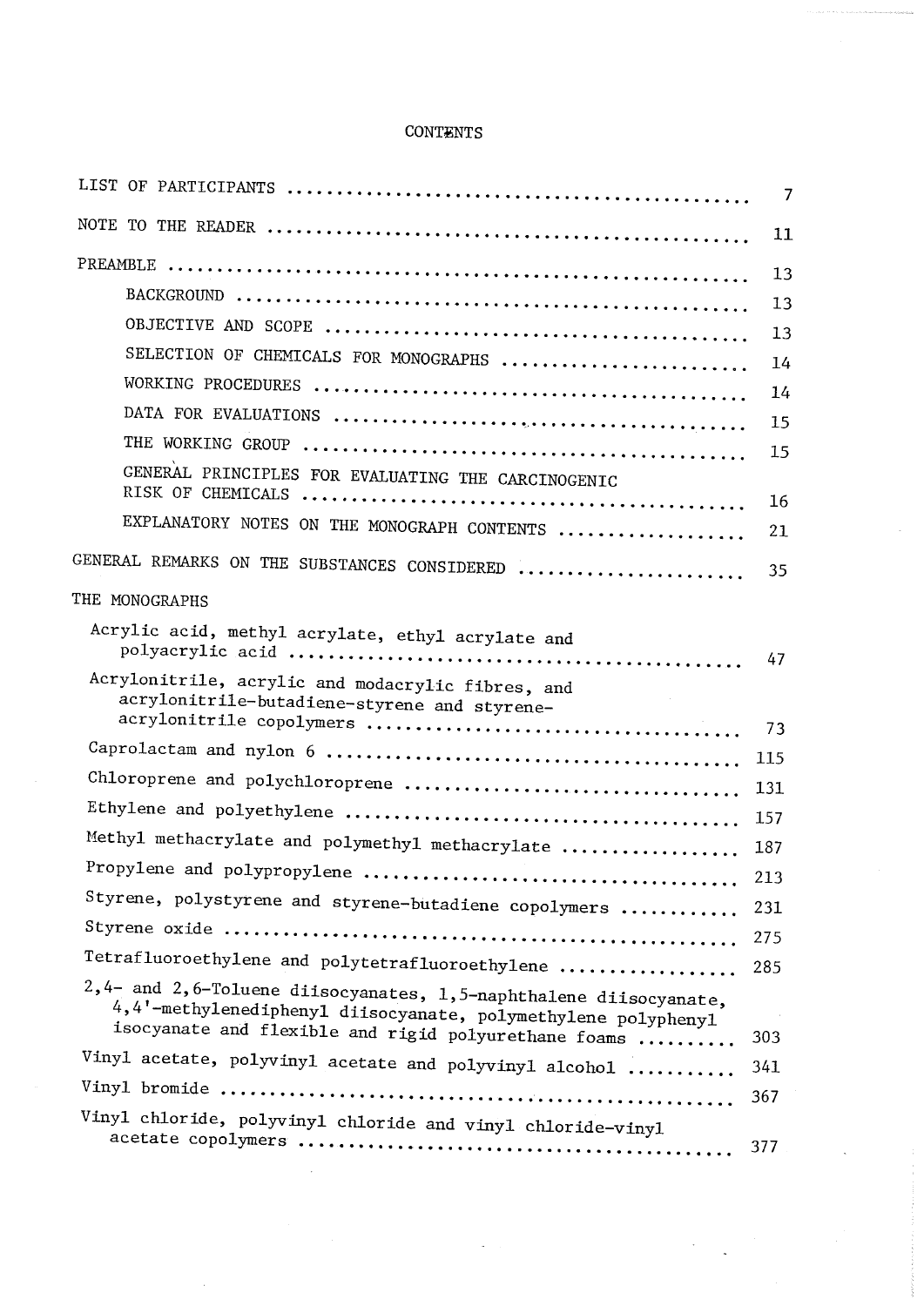# CONTENTS

LIST OF PARTICIPANTS .............................................. 7

NOTE TO THE READER .............................................. 11

PREAMBLE .............................................. 13

- BACKGROUND .............................................. 13
- OBJECTIVE AND SCOPE .............................................. 13
- SELECTION OF CHEMICALS FOR MONOGRAPHS .............................................. 14
- WORKING PROCEDURES .............................................. 14
- DATA FOR EVALUATIONS .............................................. 15
- THE WORKING GROUP .............................................. 15
- GENERAL PRINCIPLES FOR EVALUATING THE CARCINOGENIC RISK OF CHEMICALS .............................................. 16
- EXPLANATORY NOTES ON THE MONOGRAPH CONTENTS .............................................. 21

GENERAL REMARKS ON THE SUBSTANCES CONSIDERED .............................................. 35

THE MONOGRAPHS

- Acrylic acid, methyl acrylate, ethyl acrylate and polyacrylic acid .............................................. 47
- Acrylonitrile, acrylic and modacrylic fibres, and acrylonitrile-butadiene-styrene and styrene-acrylonitrile copolymers .............................................. 73
- Caprolactam and nylon 6 .............................................. 115
- Chloroprene and polychloroprene .............................................. 131
- Ethylene and polyethylene .............................................. 157
- Methyl methacrylate and polymethyl methacrylate .............................................. 187
- Propylene and polypropylene .............................................. 213
- Styrene, polystyrene and styrene-butadiene copolymers .............................................. 231
- Styrene oxide .............................................. 275
- Tetrafluoroethylene and polytetrafluoroethylene .............................................. 285
- 2,4- and 2,6-Toluene diisocyanates, 1,5-naphthalene diisocyanate, 4,4'-methylenediphenyl diisocyanate, polymethylene polyphenyl isocyanate and flexible and rigid polyurethane foams .............................................. 303
- Vinyl acetate, polyvinyl acetate and polyvinyl alcohol .............................................. 341
- Vinyl bromide .............................................. 367
- Vinyl chloride, polyvinyl chloride and vinyl chloride-vinyl acetate copolymers .............................................. 377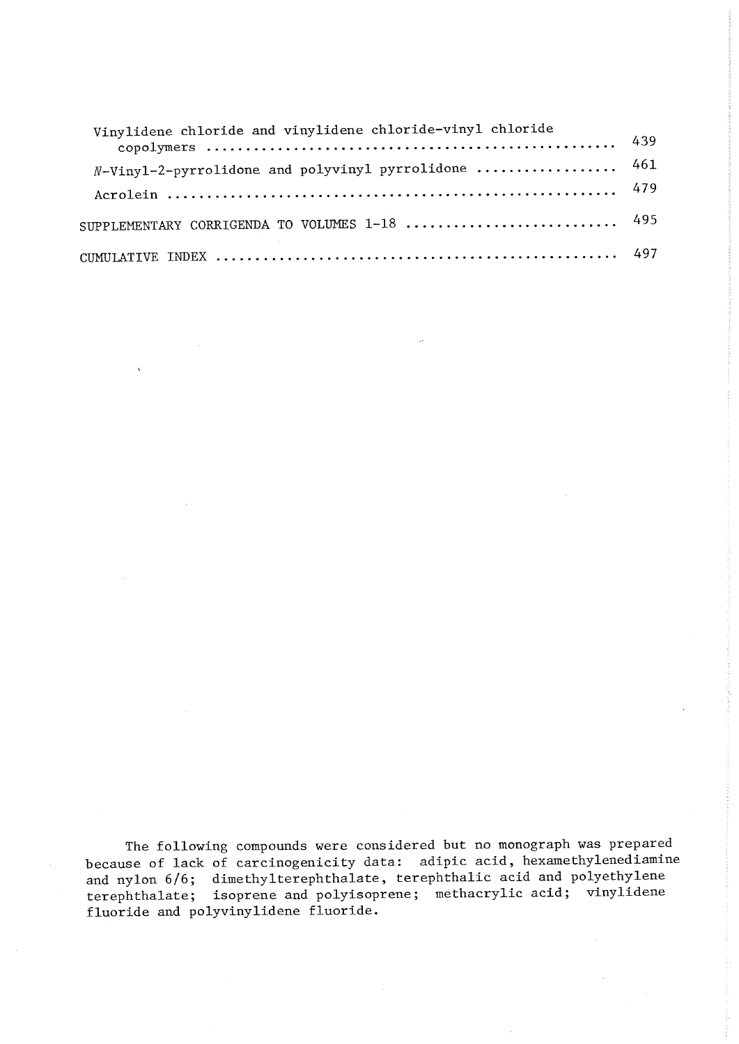Vinylidene chloride and vinylidene chloride-vinyl chloride copolymers ........................................ 439

*N*-Vinyl-2-pyrrolidone and polyvinyl pyrrolidone ................. 461

Acrolein ........................................................ 479

SUPPLEMENTARY CORRIGENDA TO VOLUMES 1-18 .......................... 495

CUMULATIVE INDEX ................................................. 497

The following compounds were considered but no monograph was prepared because of lack of carcinogenicity data: adipic acid, hexamethylenediamine and nylon 6/6; dimethylterephthalate, terephthalic acid and polyethylene terephthalate; isoprene and polyisoprene; methacrylic acid; vinylidene fluoride and polyvinylidene fluoride.